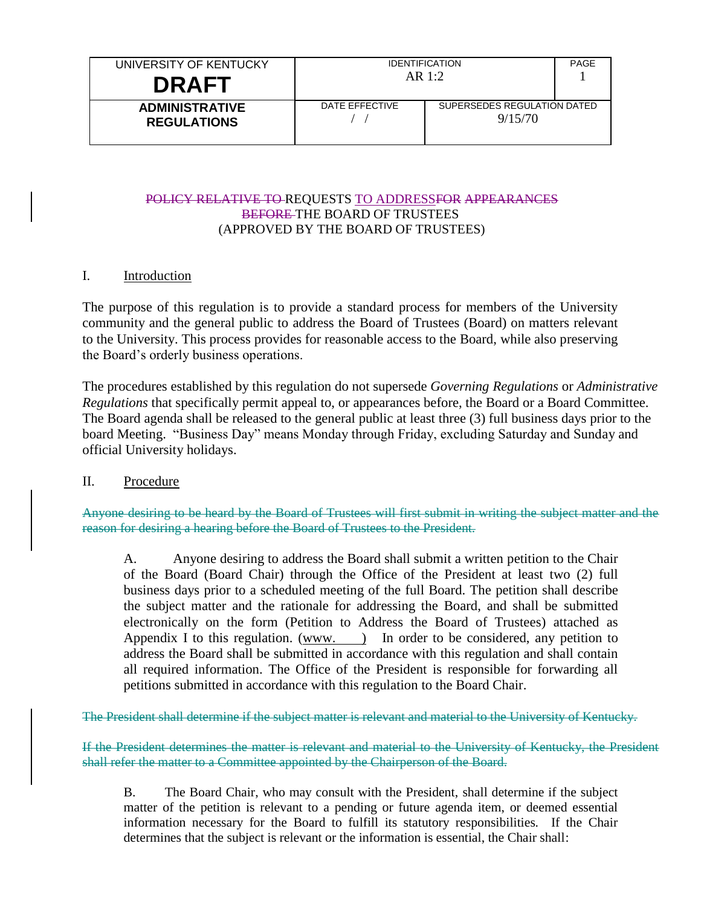| UNIVERSITY OF KENTUCKY **DRAFT** | IDENTIFICATION AR 1:2 | | PAGE 1 |
|---|---|---|---|
| **ADMINISTRATIVE REGULATIONS** | DATE EFFECTIVE / / | SUPERSEDES REGULATION DATED 9/15/70 | |

~~POLICY RELATIVE TO~~ REQUESTS TO ADDRESS~~FOR~~ ~~APPEARANCES~~ ~~BEFORE~~ THE BOARD OF TRUSTEES
(APPROVED BY THE BOARD OF TRUSTEES)

I. Introduction

The purpose of this regulation is to provide a standard process for members of the University community and the general public to address the Board of Trustees (Board) on matters relevant to the University. This process provides for reasonable access to the Board, while also preserving the Board's orderly business operations.

The procedures established by this regulation do not supersede *Governing Regulations* or *Administrative Regulations* that specifically permit appeal to, or appearances before, the Board or a Board Committee. The Board agenda shall be released to the general public at least three (3) full business days prior to the board Meeting. "Business Day" means Monday through Friday, excluding Saturday and Sunday and official University holidays.

II. Procedure

~~Anyone desiring to be heard by the Board of Trustees will first submit in writing the subject matter and the reason for desiring a hearing before the Board of Trustees to the President.~~

A. Anyone desiring to address the Board shall submit a written petition to the Chair of the Board (Board Chair) through the Office of the President at least two (2) full business days prior to a scheduled meeting of the full Board. The petition shall describe the subject matter and the rationale for addressing the Board, and shall be submitted electronically on the form (Petition to Address the Board of Trustees) attached as Appendix I to this regulation. (www.\_\_\_\_) In order to be considered, any petition to address the Board shall be submitted in accordance with this regulation and shall contain all required information. The Office of the President is responsible for forwarding all petitions submitted in accordance with this regulation to the Board Chair.

~~The President shall determine if the subject matter is relevant and material to the University of Kentucky.~~

~~If the President determines the matter is relevant and material to the University of Kentucky, the President shall refer the matter to a Committee appointed by the Chairperson of the Board.~~

B. The Board Chair, who may consult with the President, shall determine if the subject matter of the petition is relevant to a pending or future agenda item, or deemed essential information necessary for the Board to fulfill its statutory responsibilities. If the Chair determines that the subject is relevant or the information is essential, the Chair shall: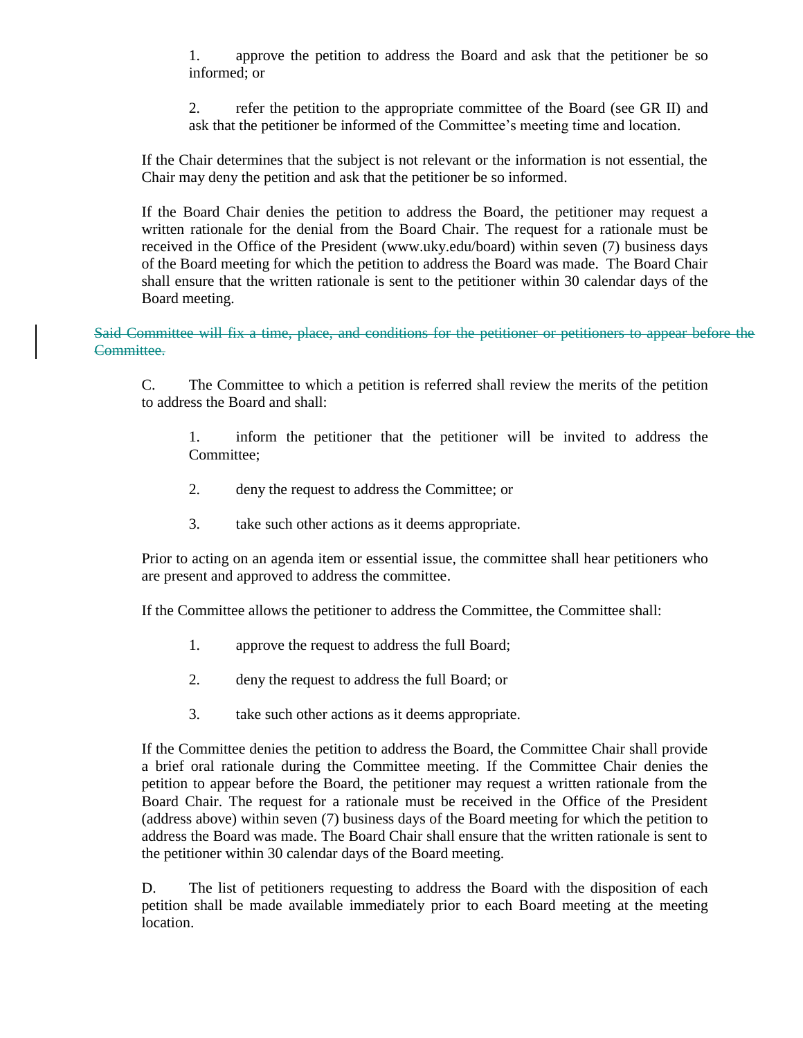1. approve the petition to address the Board and ask that the petitioner be so informed; or

2. refer the petition to the appropriate committee of the Board (see GR II) and ask that the petitioner be informed of the Committee's meeting time and location.

If the Chair determines that the subject is not relevant or the information is not essential, the Chair may deny the petition and ask that the petitioner be so informed.

If the Board Chair denies the petition to address the Board, the petitioner may request a written rationale for the denial from the Board Chair. The request for a rationale must be received in the Office of the President (www.uky.edu/board) within seven (7) business days of the Board meeting for which the petition to address the Board was made. The Board Chair shall ensure that the written rationale is sent to the petitioner within 30 calendar days of the Board meeting.

~~Said Committee will fix a time, place, and conditions for the petitioner or petitioners to appear before the Committee.~~

C. The Committee to which a petition is referred shall review the merits of the petition to address the Board and shall:

1. inform the petitioner that the petitioner will be invited to address the Committee;

2. deny the request to address the Committee; or

3. take such other actions as it deems appropriate.

Prior to acting on an agenda item or essential issue, the committee shall hear petitioners who are present and approved to address the committee.

If the Committee allows the petitioner to address the Committee, the Committee shall:

1. approve the request to address the full Board;

2. deny the request to address the full Board; or

3. take such other actions as it deems appropriate.

If the Committee denies the petition to address the Board, the Committee Chair shall provide a brief oral rationale during the Committee meeting. If the Committee Chair denies the petition to appear before the Board, the petitioner may request a written rationale from the Board Chair. The request for a rationale must be received in the Office of the President (address above) within seven (7) business days of the Board meeting for which the petition to address the Board was made. The Board Chair shall ensure that the written rationale is sent to the petitioner within 30 calendar days of the Board meeting.

D. The list of petitioners requesting to address the Board with the disposition of each petition shall be made available immediately prior to each Board meeting at the meeting location.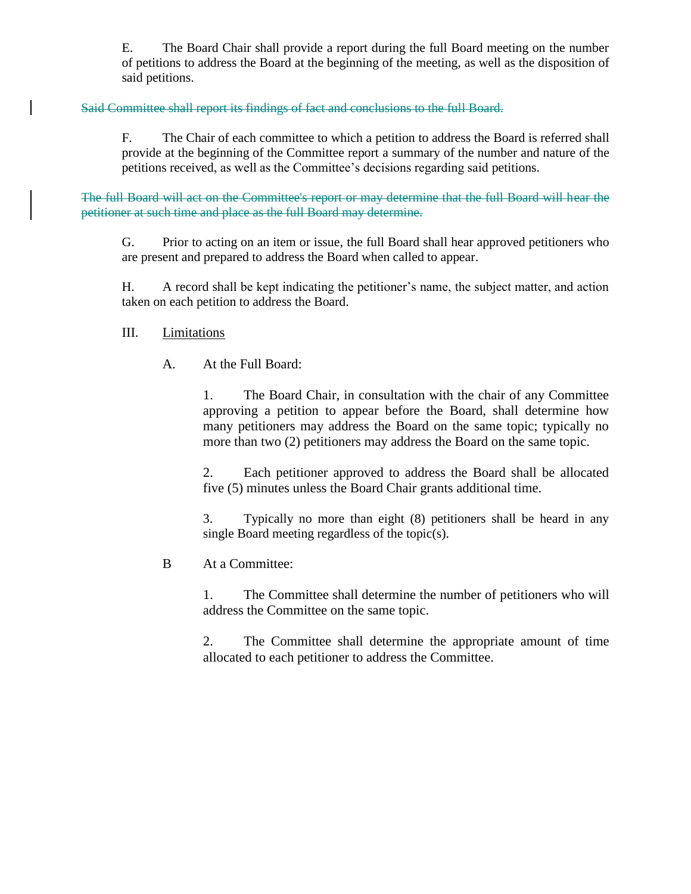E. The Board Chair shall provide a report during the full Board meeting on the number of petitions to address the Board at the beginning of the meeting, as well as the disposition of said petitions.

~~Said Committee shall report its findings of fact and conclusions to the full Board.~~

F. The Chair of each committee to which a petition to address the Board is referred shall provide at the beginning of the Committee report a summary of the number and nature of the petitions received, as well as the Committee's decisions regarding said petitions.

~~The full Board will act on the Committee's report or may determine that the full Board will hear the petitioner at such time and place as the full Board may determine.~~

G. Prior to acting on an item or issue, the full Board shall hear approved petitioners who are present and prepared to address the Board when called to appear.

H. A record shall be kept indicating the petitioner's name, the subject matter, and action taken on each petition to address the Board.

III. Limitations

A. At the Full Board:

1. The Board Chair, in consultation with the chair of any Committee approving a petition to appear before the Board, shall determine how many petitioners may address the Board on the same topic; typically no more than two (2) petitioners may address the Board on the same topic.

2. Each petitioner approved to address the Board shall be allocated five (5) minutes unless the Board Chair grants additional time.

3. Typically no more than eight (8) petitioners shall be heard in any single Board meeting regardless of the topic(s).

B At a Committee:

1. The Committee shall determine the number of petitioners who will address the Committee on the same topic.

2. The Committee shall determine the appropriate amount of time allocated to each petitioner to address the Committee.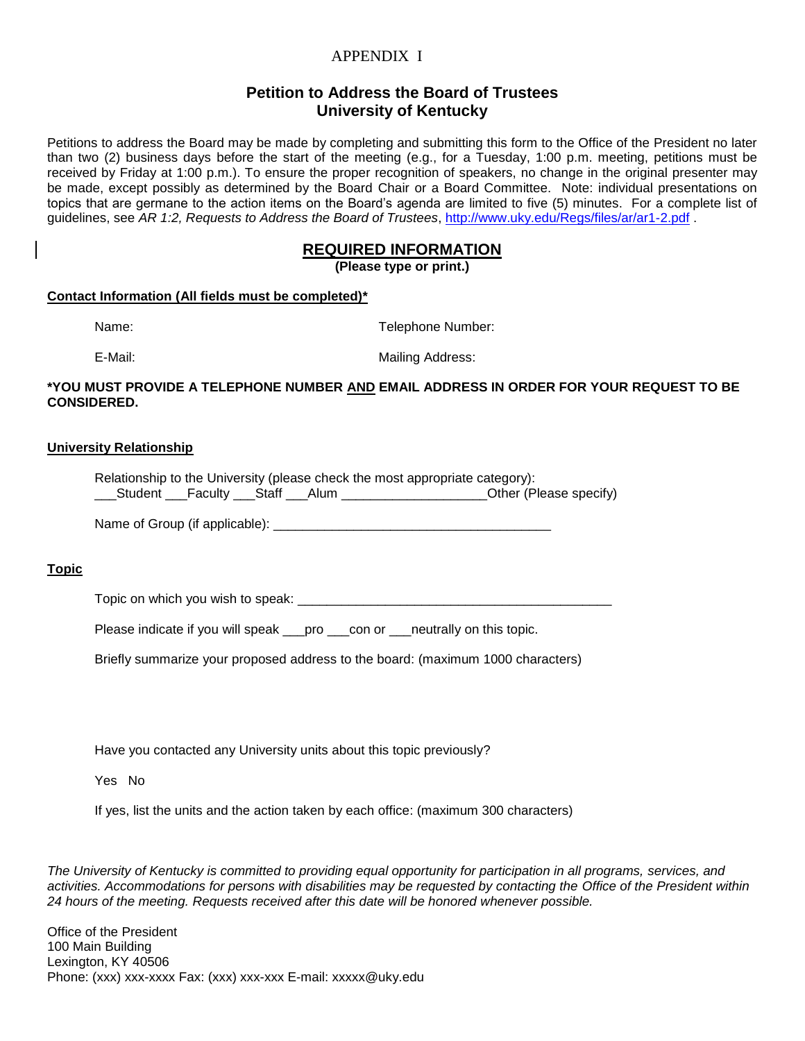APPENDIX I

## Petition to Address the Board of Trustees
## University of Kentucky

Petitions to address the Board may be made by completing and submitting this form to the Office of the President no later than two (2) business days before the start of the meeting (e.g., for a Tuesday, 1:00 p.m. meeting, petitions must be received by Friday at 1:00 p.m.). To ensure the proper recognition of speakers, no change in the original presenter may be made, except possibly as determined by the Board Chair or a Board Committee. Note: individual presentations on topics that are germane to the action items on the Board's agenda are limited to five (5) minutes. For a complete list of guidelines, see *AR 1:2, Requests to Address the Board of Trustees*, http://www.uky.edu/Regs/files/ar/ar1-2.pdf .

### REQUIRED INFORMATION
**(Please type or print.)**

**Contact Information (All fields must be completed)***

Name: Telephone Number:

E-Mail: Mailing Address:

***YOU MUST PROVIDE A TELEPHONE NUMBER AND EMAIL ADDRESS IN ORDER FOR YOUR REQUEST TO BE CONSIDERED.**

**University Relationship**

Relationship to the University (please check the most appropriate category):
___Student ___Faculty ___Staff ___Alum ____________________Other (Please specify)

Name of Group (if applicable): ______________________________________

**Topic**

Topic on which you wish to speak: ___________________________________________

Please indicate if you will speak ___pro ___con or ___neutrally on this topic.

Briefly summarize your proposed address to the board: (maximum 1000 characters)

Have you contacted any University units about this topic previously?

Yes No

If yes, list the units and the action taken by each office: (maximum 300 characters)

*The University of Kentucky is committed to providing equal opportunity for participation in all programs, services, and activities. Accommodations for persons with disabilities may be requested by contacting the Office of the President within 24 hours of the meeting. Requests received after this date will be honored whenever possible.*

Office of the President
100 Main Building
Lexington, KY 40506
Phone: (xxx) xxx-xxxx Fax: (xxx) xxx-xxx E-mail: xxxxx@uky.edu